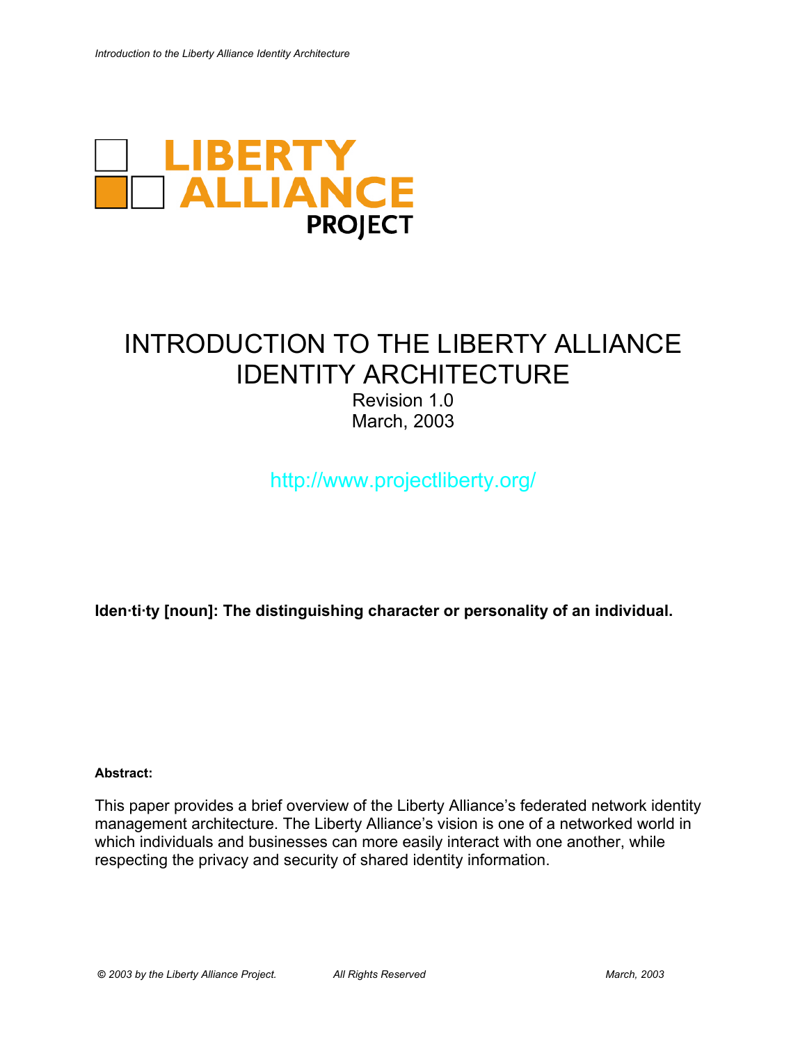LIBERTY ALLIANCE PROJECT

# INTRODUCTION TO THE LIBERTY ALLIANCE IDENTITY ARCHITECTURE

Revision 1.0
March, 2003

http://www.projectliberty.org/

**Iden·ti·ty [noun]: The distinguishing character or personality of an individual.**

**Abstract:**

This paper provides a brief overview of the Liberty Alliance's federated network identity management architecture. The Liberty Alliance's vision is one of a networked world in which individuals and businesses can more easily interact with one another, while respecting the privacy and security of shared identity information.

*© 2003 by the Liberty Alliance Project.* *All Rights Reserved* *March, 2003*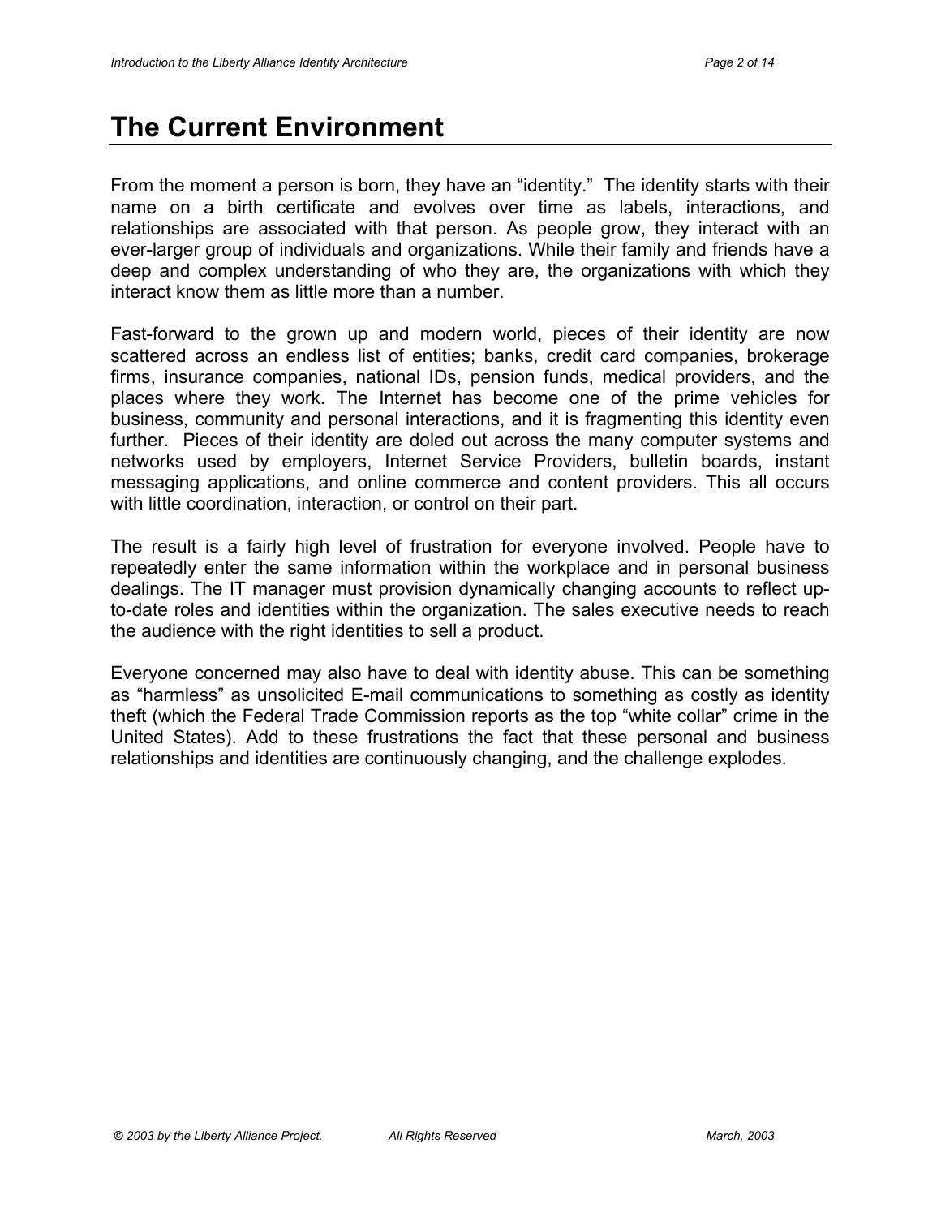# The Current Environment

From the moment a person is born, they have an "identity." The identity starts with their name on a birth certificate and evolves over time as labels, interactions, and relationships are associated with that person. As people grow, they interact with an ever-larger group of individuals and organizations. While their family and friends have a deep and complex understanding of who they are, the organizations with which they interact know them as little more than a number.

Fast-forward to the grown up and modern world, pieces of their identity are now scattered across an endless list of entities; banks, credit card companies, brokerage firms, insurance companies, national IDs, pension funds, medical providers, and the places where they work. The Internet has become one of the prime vehicles for business, community and personal interactions, and it is fragmenting this identity even further. Pieces of their identity are doled out across the many computer systems and networks used by employers, Internet Service Providers, bulletin boards, instant messaging applications, and online commerce and content providers. This all occurs with little coordination, interaction, or control on their part.

The result is a fairly high level of frustration for everyone involved. People have to repeatedly enter the same information within the workplace and in personal business dealings. The IT manager must provision dynamically changing accounts to reflect up-to-date roles and identities within the organization. The sales executive needs to reach the audience with the right identities to sell a product.

Everyone concerned may also have to deal with identity abuse. This can be something as "harmless" as unsolicited E-mail communications to something as costly as identity theft (which the Federal Trade Commission reports as the top "white collar" crime in the United States). Add to these frustrations the fact that these personal and business relationships and identities are continuously changing, and the challenge explodes.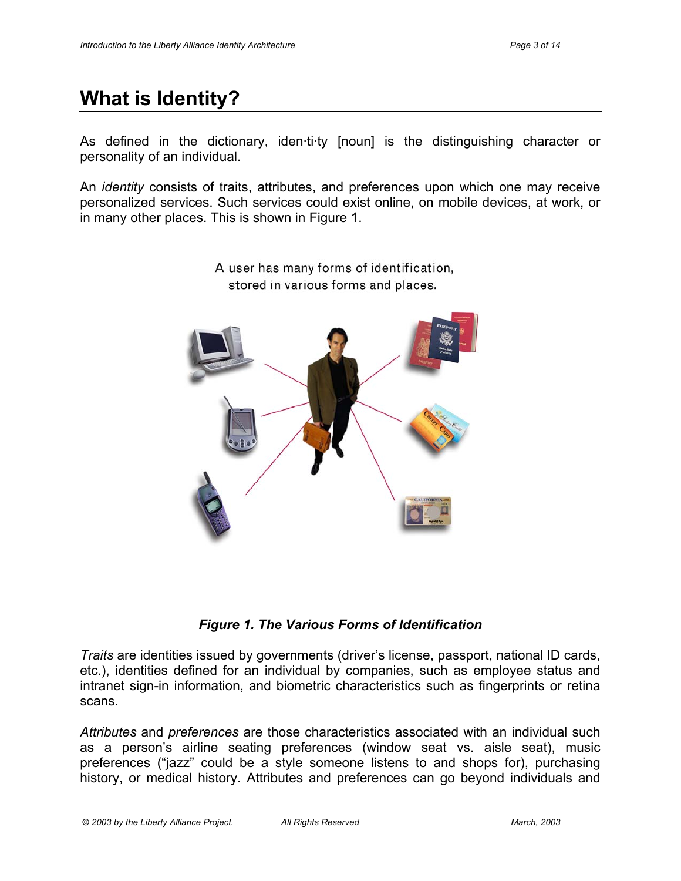# What is Identity?

As defined in the dictionary, iden·ti·ty [noun] is the distinguishing character or personality of an individual.

An *identity* consists of traits, attributes, and preferences upon which one may receive personalized services. Such services could exist online, on mobile devices, at work, or in many other places. This is shown in Figure 1.

A user has many forms of identification, stored in various forms and places.

***Figure 1. The Various Forms of Identification***

*Traits* are identities issued by governments (driver's license, passport, national ID cards, etc.), identities defined for an individual by companies, such as employee status and intranet sign-in information, and biometric characteristics such as fingerprints or retina scans.

*Attributes* and *preferences* are those characteristics associated with an individual such as a person's airline seating preferences (window seat vs. aisle seat), music preferences ("jazz" could be a style someone listens to and shops for), purchasing history, or medical history. Attributes and preferences can go beyond individuals and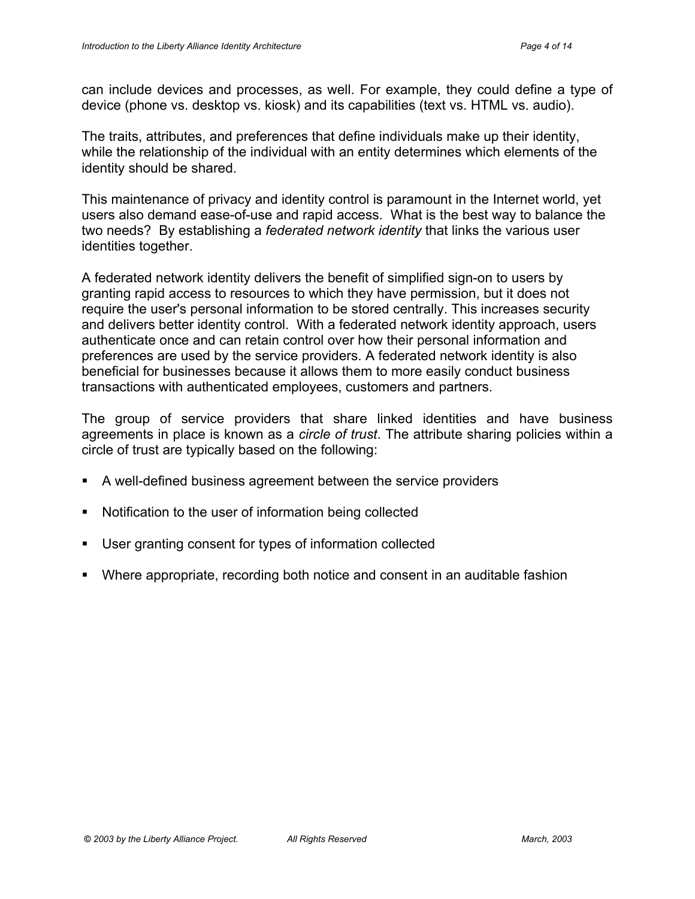can include devices and processes, as well. For example, they could define a type of device (phone vs. desktop vs. kiosk) and its capabilities (text vs. HTML vs. audio).

The traits, attributes, and preferences that define individuals make up their identity, while the relationship of the individual with an entity determines which elements of the identity should be shared.

This maintenance of privacy and identity control is paramount in the Internet world, yet users also demand ease-of-use and rapid access. What is the best way to balance the two needs? By establishing a *federated network identity* that links the various user identities together.

A federated network identity delivers the benefit of simplified sign-on to users by granting rapid access to resources to which they have permission, but it does not require the user's personal information to be stored centrally. This increases security and delivers better identity control. With a federated network identity approach, users authenticate once and can retain control over how their personal information and preferences are used by the service providers. A federated network identity is also beneficial for businesses because it allows them to more easily conduct business transactions with authenticated employees, customers and partners.

The group of service providers that share linked identities and have business agreements in place is known as a *circle of trust*. The attribute sharing policies within a circle of trust are typically based on the following:

- A well-defined business agreement between the service providers
- Notification to the user of information being collected
- User granting consent for types of information collected
- Where appropriate, recording both notice and consent in an auditable fashion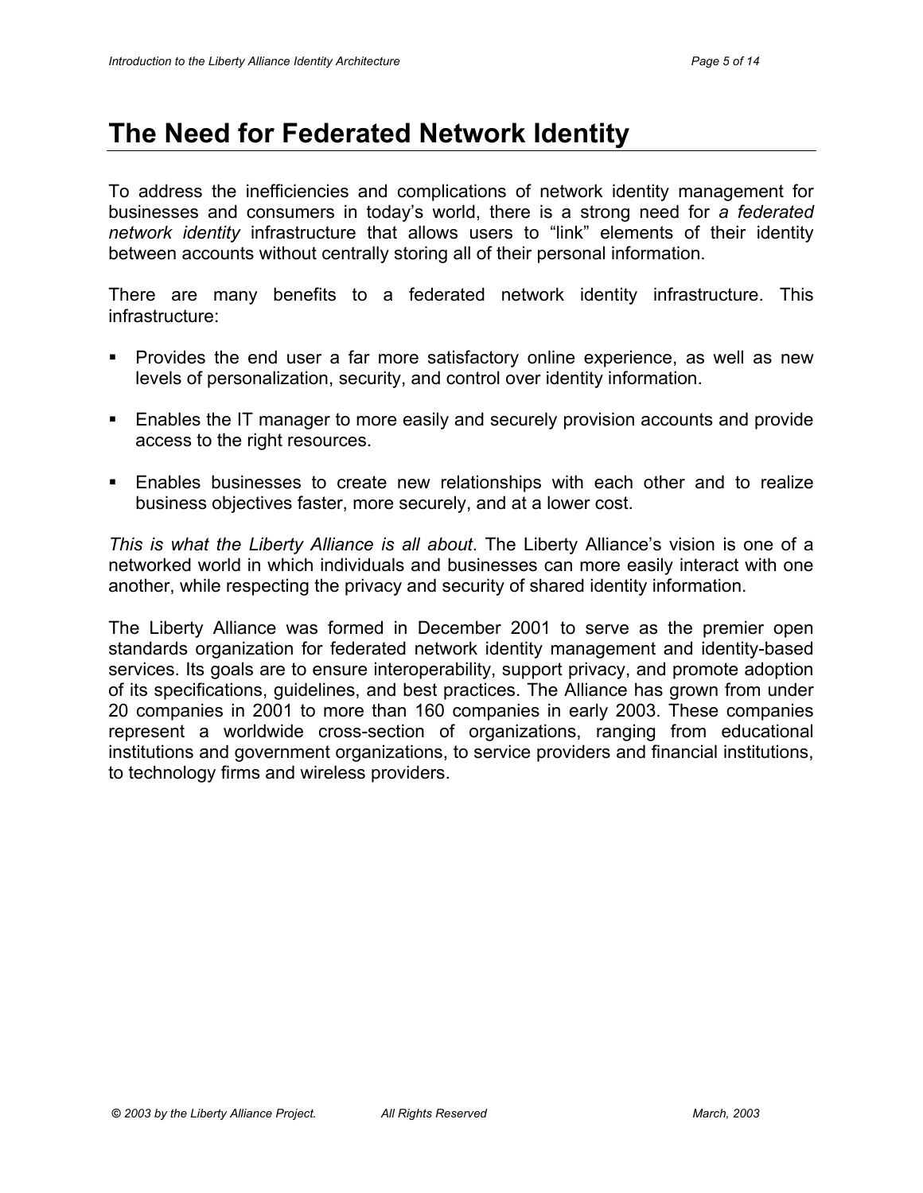# The Need for Federated Network Identity

To address the inefficiencies and complications of network identity management for businesses and consumers in today's world, there is a strong need for *a federated network identity* infrastructure that allows users to "link" elements of their identity between accounts without centrally storing all of their personal information.

There are many benefits to a federated network identity infrastructure. This infrastructure:

- Provides the end user a far more satisfactory online experience, as well as new levels of personalization, security, and control over identity information.
- Enables the IT manager to more easily and securely provision accounts and provide access to the right resources.
- Enables businesses to create new relationships with each other and to realize business objectives faster, more securely, and at a lower cost.

*This is what the Liberty Alliance is all about*. The Liberty Alliance's vision is one of a networked world in which individuals and businesses can more easily interact with one another, while respecting the privacy and security of shared identity information.

The Liberty Alliance was formed in December 2001 to serve as the premier open standards organization for federated network identity management and identity-based services. Its goals are to ensure interoperability, support privacy, and promote adoption of its specifications, guidelines, and best practices. The Alliance has grown from under 20 companies in 2001 to more than 160 companies in early 2003. These companies represent a worldwide cross-section of organizations, ranging from educational institutions and government organizations, to service providers and financial institutions, to technology firms and wireless providers.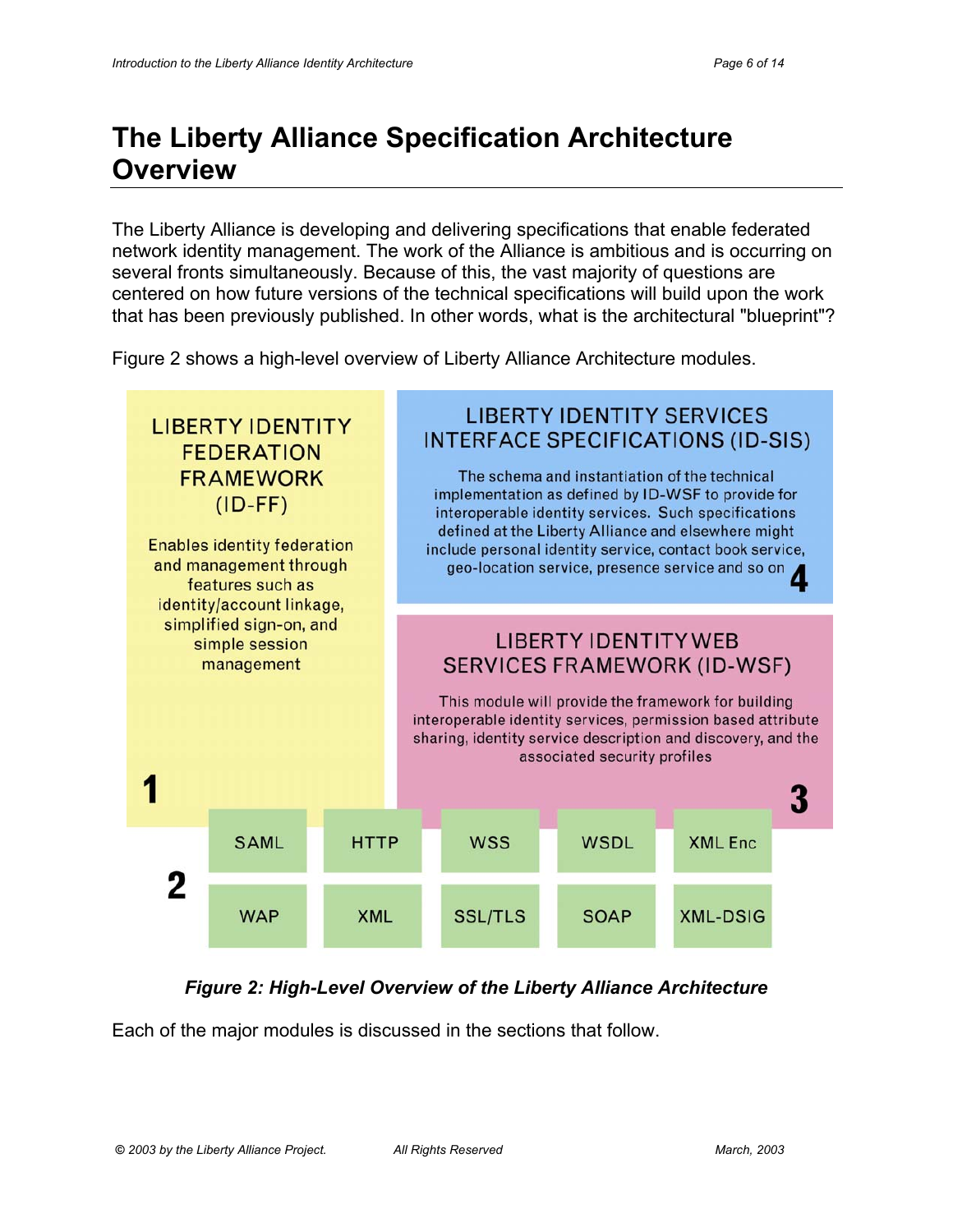# The Liberty Alliance Specification Architecture Overview

The Liberty Alliance is developing and delivering specifications that enable federated network identity management. The work of the Alliance is ambitious and is occurring on several fronts simultaneously. Because of this, the vast majority of questions are centered on how future versions of the technical specifications will build upon the work that has been previously published. In other words, what is the architectural "blueprint"?

Figure 2 shows a high-level overview of Liberty Alliance Architecture modules.

**LIBERTY IDENTITY FEDERATION FRAMEWORK (ID-FF)**

Enables identity federation and management through features such as identity/account linkage, simplified sign-on, and simple session management

1

**LIBERTY IDENTITY SERVICES INTERFACE SPECIFICATIONS (ID-SIS)**

The schema and instantiation of the technical implementation as defined by ID-WSF to provide for interoperable identity services. Such specifications defined at the Liberty Alliance and elsewhere might include personal identity service, contact book service, geo-location service, presence service and so on

4

**LIBERTY IDENTITY WEB SERVICES FRAMEWORK (ID-WSF)**

This module will provide the framework for building interoperable identity services, permission based attribute sharing, identity service description and discovery, and the associated security profiles

3

2

| SAML | HTTP | WSS | WSDL | XML Enc |
|---|---|---|---|---|
| WAP | XML | SSL/TLS | SOAP | XML-DSIG |

***Figure 2: High-Level Overview of the Liberty Alliance Architecture***

Each of the major modules is discussed in the sections that follow.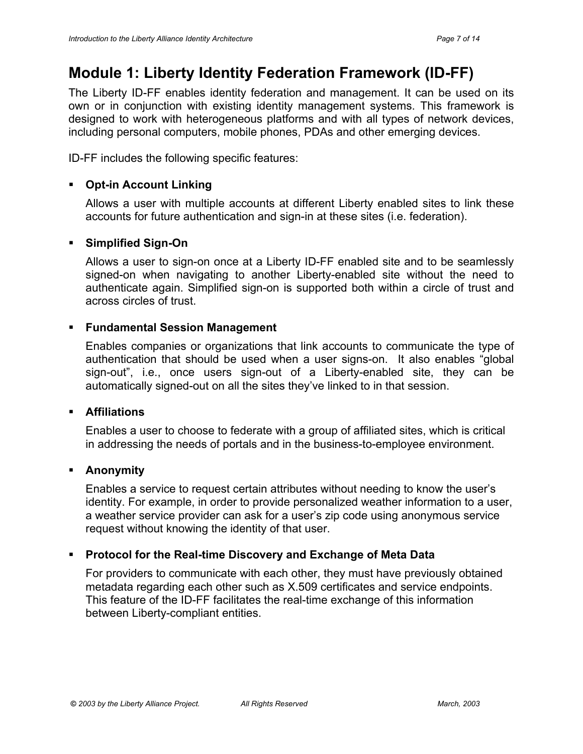# Module 1: Liberty Identity Federation Framework (ID-FF)

The Liberty ID-FF enables identity federation and management. It can be used on its own or in conjunction with existing identity management systems. This framework is designed to work with heterogeneous platforms and with all types of network devices, including personal computers, mobile phones, PDAs and other emerging devices.

ID-FF includes the following specific features:

- **Opt-in Account Linking**

  Allows a user with multiple accounts at different Liberty enabled sites to link these accounts for future authentication and sign-in at these sites (i.e. federation).

- **Simplified Sign-On**

  Allows a user to sign-on once at a Liberty ID-FF enabled site and to be seamlessly signed-on when navigating to another Liberty-enabled site without the need to authenticate again. Simplified sign-on is supported both within a circle of trust and across circles of trust.

- **Fundamental Session Management**

  Enables companies or organizations that link accounts to communicate the type of authentication that should be used when a user signs-on. It also enables "global sign-out", i.e., once users sign-out of a Liberty-enabled site, they can be automatically signed-out on all the sites they've linked to in that session.

- **Affiliations**

  Enables a user to choose to federate with a group of affiliated sites, which is critical in addressing the needs of portals and in the business-to-employee environment.

- **Anonymity**

  Enables a service to request certain attributes without needing to know the user's identity. For example, in order to provide personalized weather information to a user, a weather service provider can ask for a user's zip code using anonymous service request without knowing the identity of that user.

- **Protocol for the Real-time Discovery and Exchange of Meta Data**

  For providers to communicate with each other, they must have previously obtained metadata regarding each other such as X.509 certificates and service endpoints. This feature of the ID-FF facilitates the real-time exchange of this information between Liberty-compliant entities.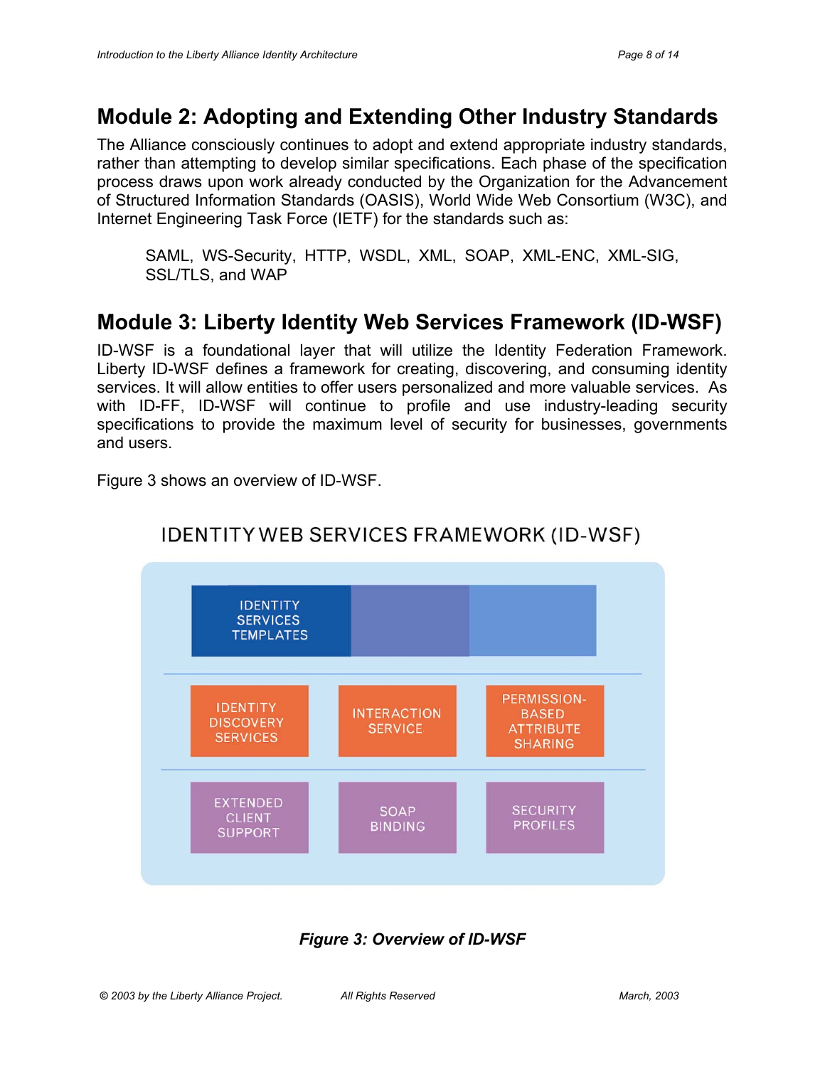## Module 2: Adopting and Extending Other Industry Standards

The Alliance consciously continues to adopt and extend appropriate industry standards, rather than attempting to develop similar specifications. Each phase of the specification process draws upon work already conducted by the Organization for the Advancement of Structured Information Standards (OASIS), World Wide Web Consortium (W3C), and Internet Engineering Task Force (IETF) for the standards such as:

> SAML, WS-Security, HTTP, WSDL, XML, SOAP, XML-ENC, XML-SIG, SSL/TLS, and WAP

## Module 3: Liberty Identity Web Services Framework (ID-WSF)

ID-WSF is a foundational layer that will utilize the Identity Federation Framework. Liberty ID-WSF defines a framework for creating, discovering, and consuming identity services. It will allow entities to offer users personalized and more valuable services. As with ID-FF, ID-WSF will continue to profile and use industry-leading security specifications to provide the maximum level of security for businesses, governments and users.

Figure 3 shows an overview of ID-WSF.

IDENTITY WEB SERVICES FRAMEWORK (ID-WSF)

IDENTITY SERVICES TEMPLATES

IDENTITY DISCOVERY SERVICES | INTERACTION SERVICE | PERMISSION-BASED ATTRIBUTE SHARING

EXTENDED CLIENT SUPPORT | SOAP BINDING | SECURITY PROFILES

***Figure 3: Overview of ID-WSF***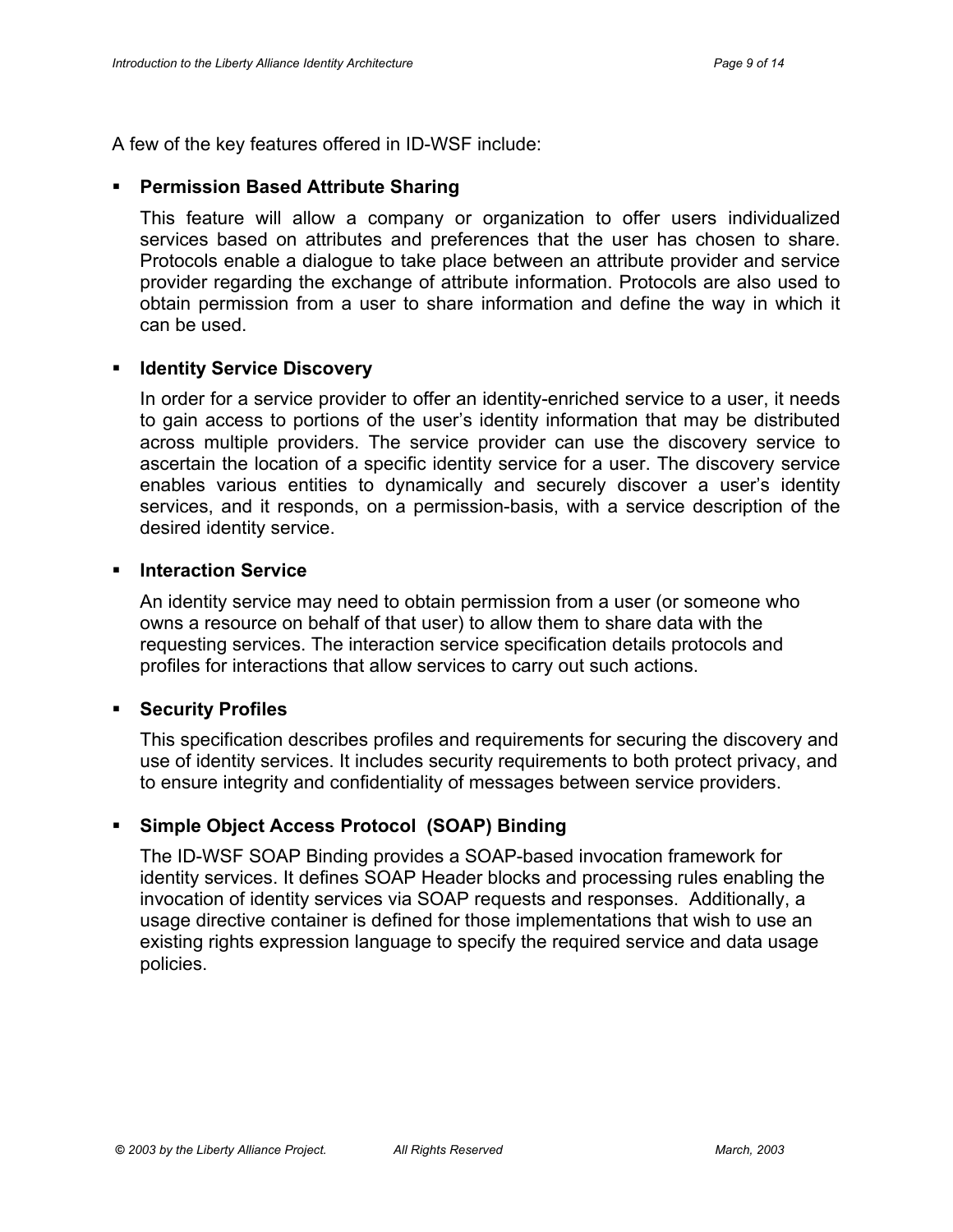A few of the key features offered in ID-WSF include:

- **Permission Based Attribute Sharing**

  This feature will allow a company or organization to offer users individualized services based on attributes and preferences that the user has chosen to share. Protocols enable a dialogue to take place between an attribute provider and service provider regarding the exchange of attribute information. Protocols are also used to obtain permission from a user to share information and define the way in which it can be used.

- **Identity Service Discovery**

  In order for a service provider to offer an identity-enriched service to a user, it needs to gain access to portions of the user's identity information that may be distributed across multiple providers. The service provider can use the discovery service to ascertain the location of a specific identity service for a user. The discovery service enables various entities to dynamically and securely discover a user's identity services, and it responds, on a permission-basis, with a service description of the desired identity service.

- **Interaction Service**

  An identity service may need to obtain permission from a user (or someone who owns a resource on behalf of that user) to allow them to share data with the requesting services. The interaction service specification details protocols and profiles for interactions that allow services to carry out such actions.

- **Security Profiles**

  This specification describes profiles and requirements for securing the discovery and use of identity services. It includes security requirements to both protect privacy, and to ensure integrity and confidentiality of messages between service providers.

- **Simple Object Access Protocol (SOAP) Binding**

  The ID-WSF SOAP Binding provides a SOAP-based invocation framework for identity services. It defines SOAP Header blocks and processing rules enabling the invocation of identity services via SOAP requests and responses. Additionally, a usage directive container is defined for those implementations that wish to use an existing rights expression language to specify the required service and data usage policies.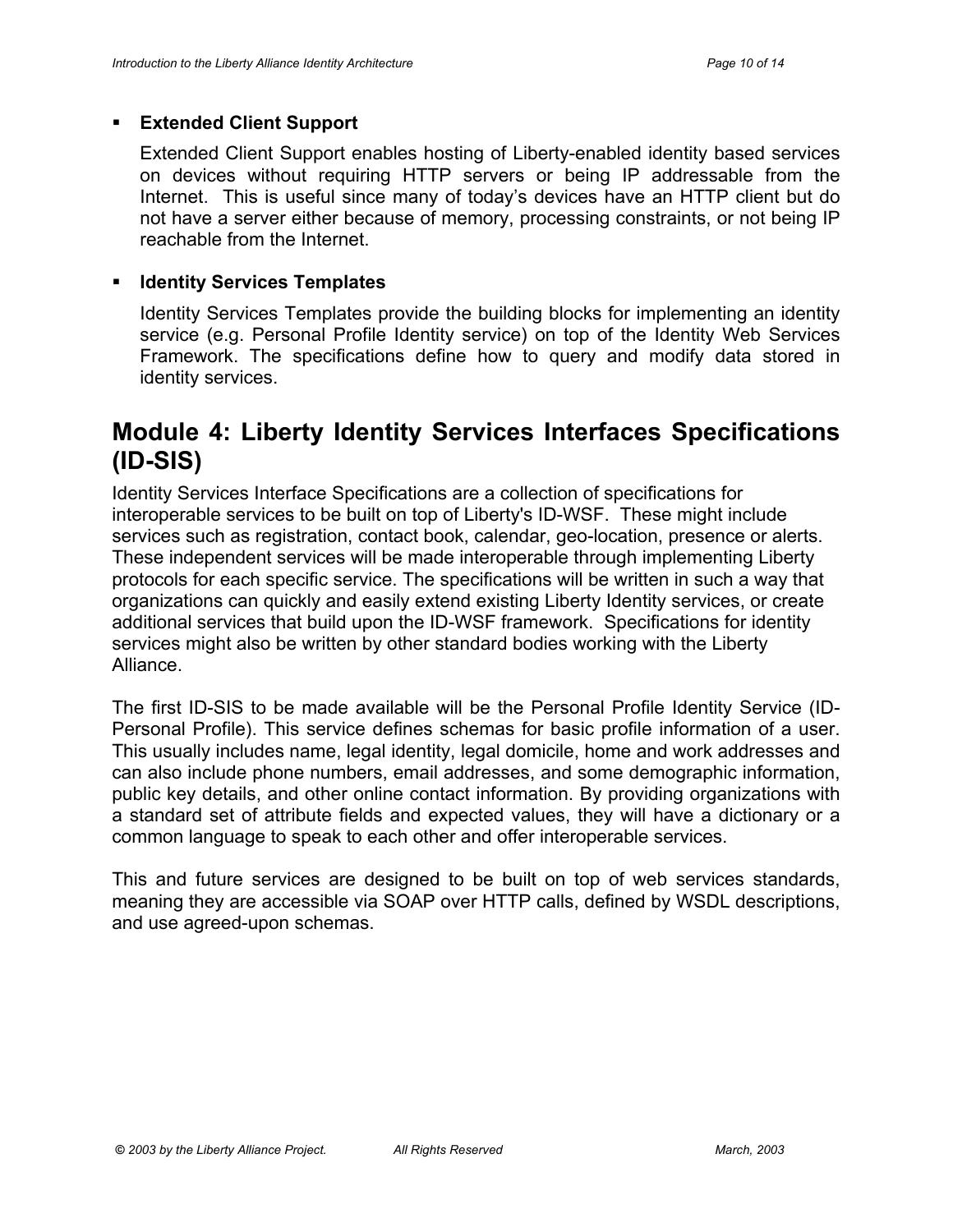- **Extended Client Support**

  Extended Client Support enables hosting of Liberty-enabled identity based services on devices without requiring HTTP servers or being IP addressable from the Internet. This is useful since many of today's devices have an HTTP client but do not have a server either because of memory, processing constraints, or not being IP reachable from the Internet.

- **Identity Services Templates**

  Identity Services Templates provide the building blocks for implementing an identity service (e.g. Personal Profile Identity service) on top of the Identity Web Services Framework. The specifications define how to query and modify data stored in identity services.

## Module 4: Liberty Identity Services Interfaces Specifications (ID-SIS)

Identity Services Interface Specifications are a collection of specifications for interoperable services to be built on top of Liberty's ID-WSF. These might include services such as registration, contact book, calendar, geo-location, presence or alerts. These independent services will be made interoperable through implementing Liberty protocols for each specific service. The specifications will be written in such a way that organizations can quickly and easily extend existing Liberty Identity services, or create additional services that build upon the ID-WSF framework. Specifications for identity services might also be written by other standard bodies working with the Liberty Alliance.

The first ID-SIS to be made available will be the Personal Profile Identity Service (ID-Personal Profile). This service defines schemas for basic profile information of a user. This usually includes name, legal identity, legal domicile, home and work addresses and can also include phone numbers, email addresses, and some demographic information, public key details, and other online contact information. By providing organizations with a standard set of attribute fields and expected values, they will have a dictionary or a common language to speak to each other and offer interoperable services.

This and future services are designed to be built on top of web services standards, meaning they are accessible via SOAP over HTTP calls, defined by WSDL descriptions, and use agreed-upon schemas.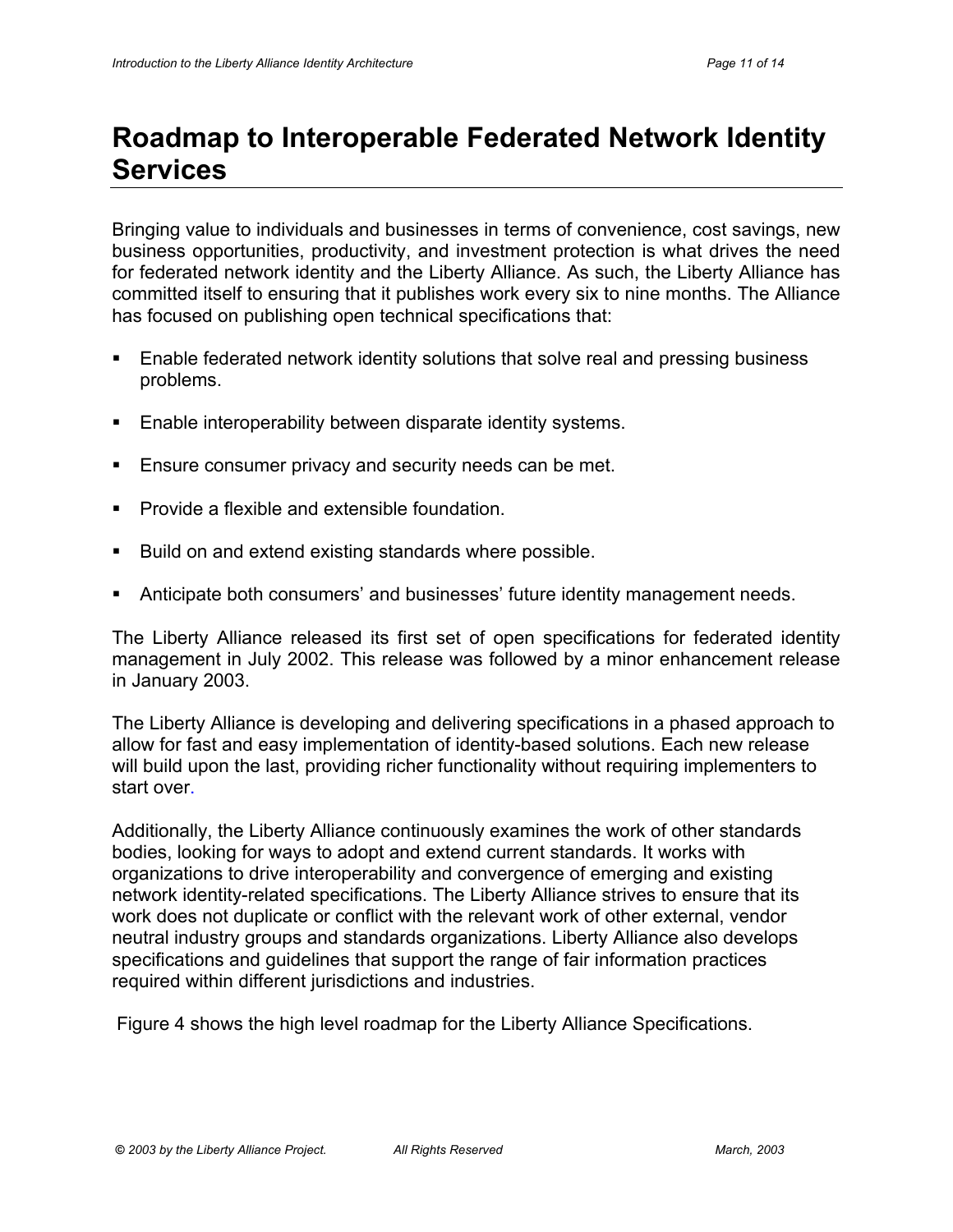# Roadmap to Interoperable Federated Network Identity Services

Bringing value to individuals and businesses in terms of convenience, cost savings, new business opportunities, productivity, and investment protection is what drives the need for federated network identity and the Liberty Alliance. As such, the Liberty Alliance has committed itself to ensuring that it publishes work every six to nine months. The Alliance has focused on publishing open technical specifications that:

- Enable federated network identity solutions that solve real and pressing business problems.
- Enable interoperability between disparate identity systems.
- Ensure consumer privacy and security needs can be met.
- Provide a flexible and extensible foundation.
- Build on and extend existing standards where possible.
- Anticipate both consumers' and businesses' future identity management needs.

The Liberty Alliance released its first set of open specifications for federated identity management in July 2002. This release was followed by a minor enhancement release in January 2003.

The Liberty Alliance is developing and delivering specifications in a phased approach to allow for fast and easy implementation of identity-based solutions. Each new release will build upon the last, providing richer functionality without requiring implementers to start over.

Additionally, the Liberty Alliance continuously examines the work of other standards bodies, looking for ways to adopt and extend current standards. It works with organizations to drive interoperability and convergence of emerging and existing network identity-related specifications. The Liberty Alliance strives to ensure that its work does not duplicate or conflict with the relevant work of other external, vendor neutral industry groups and standards organizations. Liberty Alliance also develops specifications and guidelines that support the range of fair information practices required within different jurisdictions and industries.

Figure 4 shows the high level roadmap for the Liberty Alliance Specifications.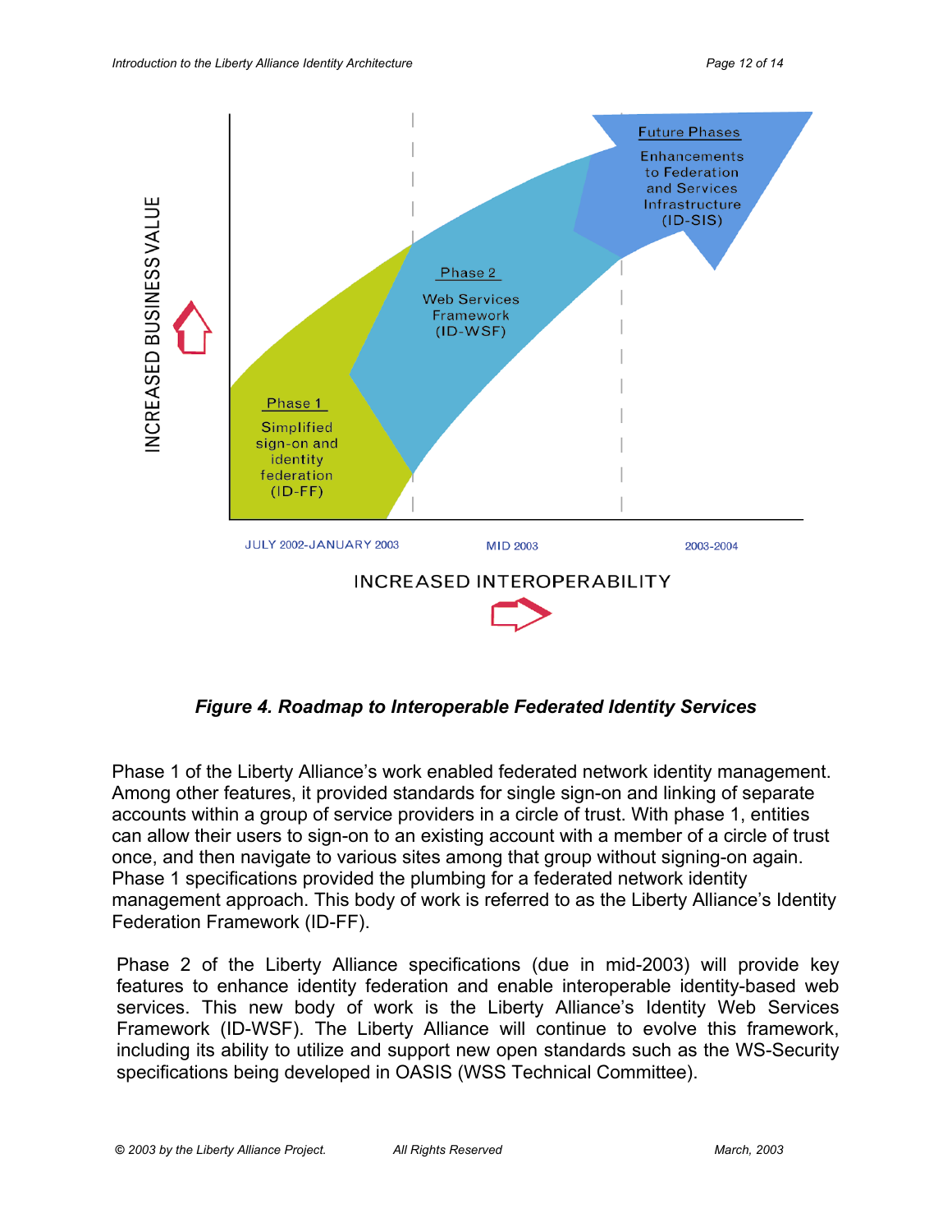**Figure 4. Roadmap to Interoperable Federated Identity Services**

Phase 1 of the Liberty Alliance's work enabled federated network identity management. Among other features, it provided standards for single sign-on and linking of separate accounts within a group of service providers in a circle of trust. With phase 1, entities can allow their users to sign-on to an existing account with a member of a circle of trust once, and then navigate to various sites among that group without signing-on again. Phase 1 specifications provided the plumbing for a federated network identity management approach. This body of work is referred to as the Liberty Alliance's Identity Federation Framework (ID-FF).

Phase 2 of the Liberty Alliance specifications (due in mid-2003) will provide key features to enhance identity federation and enable interoperable identity-based web services. This new body of work is the Liberty Alliance's Identity Web Services Framework (ID-WSF). The Liberty Alliance will continue to evolve this framework, including its ability to utilize and support new open standards such as the WS-Security specifications being developed in OASIS (WSS Technical Committee).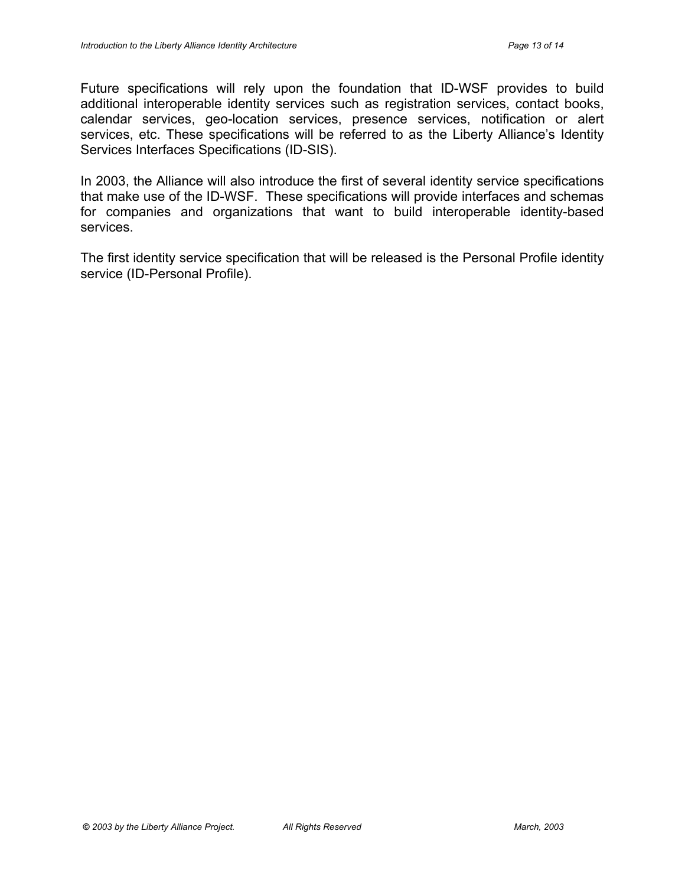Future specifications will rely upon the foundation that ID-WSF provides to build additional interoperable identity services such as registration services, contact books, calendar services, geo-location services, presence services, notification or alert services, etc. These specifications will be referred to as the Liberty Alliance's Identity Services Interfaces Specifications (ID-SIS).

In 2003, the Alliance will also introduce the first of several identity service specifications that make use of the ID-WSF. These specifications will provide interfaces and schemas for companies and organizations that want to build interoperable identity-based services.

The first identity service specification that will be released is the Personal Profile identity service (ID-Personal Profile).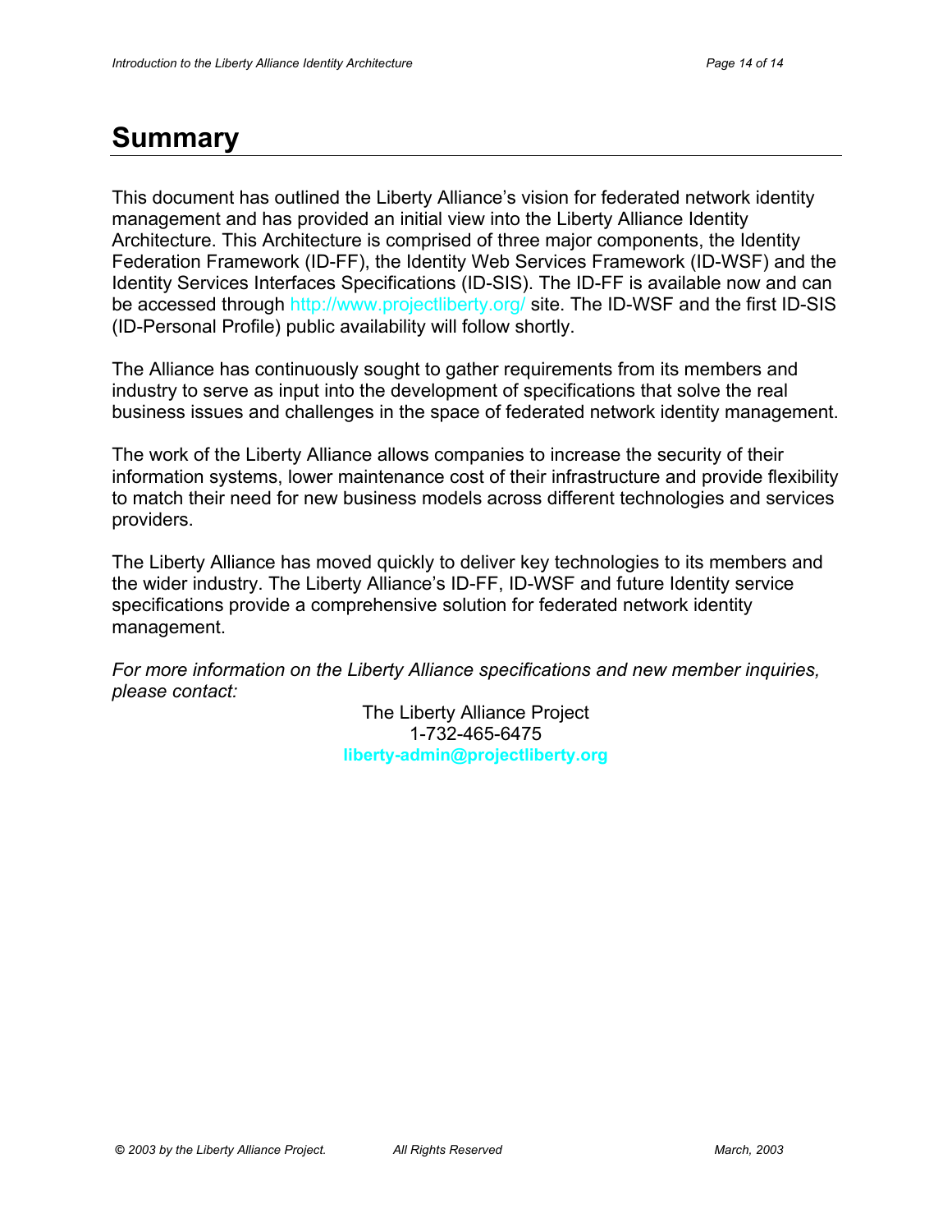# Summary

This document has outlined the Liberty Alliance's vision for federated network identity management and has provided an initial view into the Liberty Alliance Identity Architecture. This Architecture is comprised of three major components, the Identity Federation Framework (ID-FF), the Identity Web Services Framework (ID-WSF) and the Identity Services Interfaces Specifications (ID-SIS). The ID-FF is available now and can be accessed through http://www.projectliberty.org/ site. The ID-WSF and the first ID-SIS (ID-Personal Profile) public availability will follow shortly.

The Alliance has continuously sought to gather requirements from its members and industry to serve as input into the development of specifications that solve the real business issues and challenges in the space of federated network identity management.

The work of the Liberty Alliance allows companies to increase the security of their information systems, lower maintenance cost of their infrastructure and provide flexibility to match their need for new business models across different technologies and services providers.

The Liberty Alliance has moved quickly to deliver key technologies to its members and the wider industry. The Liberty Alliance's ID-FF, ID-WSF and future Identity service specifications provide a comprehensive solution for federated network identity management.

*For more information on the Liberty Alliance specifications and new member inquiries, please contact:*

The Liberty Alliance Project
1-732-465-6475
**liberty-admin@projectliberty.org**